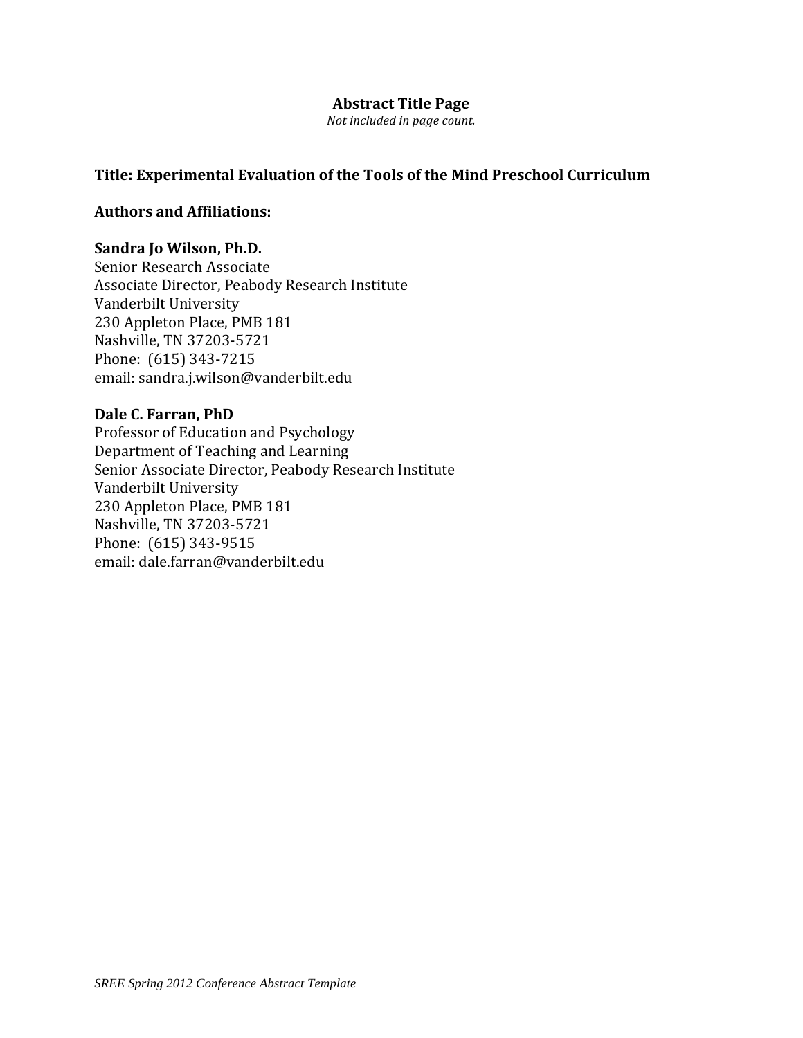# Abstract Title Page

*Not included in page count.*

**Title: Experimental Evaluation of the Tools of the Mind Preschool Curriculum**

**Authors and Affiliations:**

**Sandra Jo Wilson, Ph.D.**
Senior Research Associate
Associate Director, Peabody Research Institute
Vanderbilt University
230 Appleton Place, PMB 181
Nashville, TN 37203-5721
Phone: (615) 343-7215
email: sandra.j.wilson@vanderbilt.edu

**Dale C. Farran, PhD**
Professor of Education and Psychology
Department of Teaching and Learning
Senior Associate Director, Peabody Research Institute
Vanderbilt University
230 Appleton Place, PMB 181
Nashville, TN 37203-5721
Phone: (615) 343-9515
email: dale.farran@vanderbilt.edu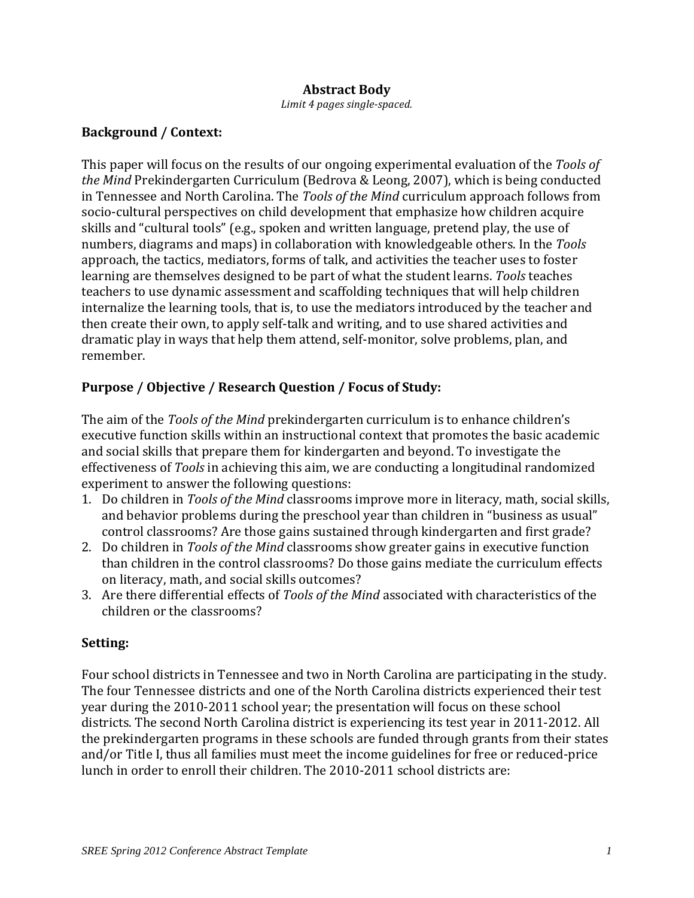**Abstract Body**

*Limit 4 pages single-spaced.*

## Background / Context:

This paper will focus on the results of our ongoing experimental evaluation of the *Tools of the Mind* Prekindergarten Curriculum (Bedrova & Leong, 2007), which is being conducted in Tennessee and North Carolina. The *Tools of the Mind* curriculum approach follows from socio-cultural perspectives on child development that emphasize how children acquire skills and "cultural tools" (e.g., spoken and written language, pretend play, the use of numbers, diagrams and maps) in collaboration with knowledgeable others. In the *Tools* approach, the tactics, mediators, forms of talk, and activities the teacher uses to foster learning are themselves designed to be part of what the student learns. *Tools* teaches teachers to use dynamic assessment and scaffolding techniques that will help children internalize the learning tools, that is, to use the mediators introduced by the teacher and then create their own, to apply self-talk and writing, and to use shared activities and dramatic play in ways that help them attend, self-monitor, solve problems, plan, and remember.

## Purpose / Objective / Research Question / Focus of Study:

The aim of the *Tools of the Mind* prekindergarten curriculum is to enhance children's executive function skills within an instructional context that promotes the basic academic and social skills that prepare them for kindergarten and beyond. To investigate the effectiveness of *Tools* in achieving this aim, we are conducting a longitudinal randomized experiment to answer the following questions:

1. Do children in *Tools of the Mind* classrooms improve more in literacy, math, social skills, and behavior problems during the preschool year than children in "business as usual" control classrooms? Are those gains sustained through kindergarten and first grade?
2. Do children in *Tools of the Mind* classrooms show greater gains in executive function than children in the control classrooms? Do those gains mediate the curriculum effects on literacy, math, and social skills outcomes?
3. Are there differential effects of *Tools of the Mind* associated with characteristics of the children or the classrooms?

## Setting:

Four school districts in Tennessee and two in North Carolina are participating in the study. The four Tennessee districts and one of the North Carolina districts experienced their test year during the 2010-2011 school year; the presentation will focus on these school districts. The second North Carolina district is experiencing its test year in 2011-2012. All the prekindergarten programs in these schools are funded through grants from their states and/or Title I, thus all families must meet the income guidelines for free or reduced-price lunch in order to enroll their children. The 2010-2011 school districts are: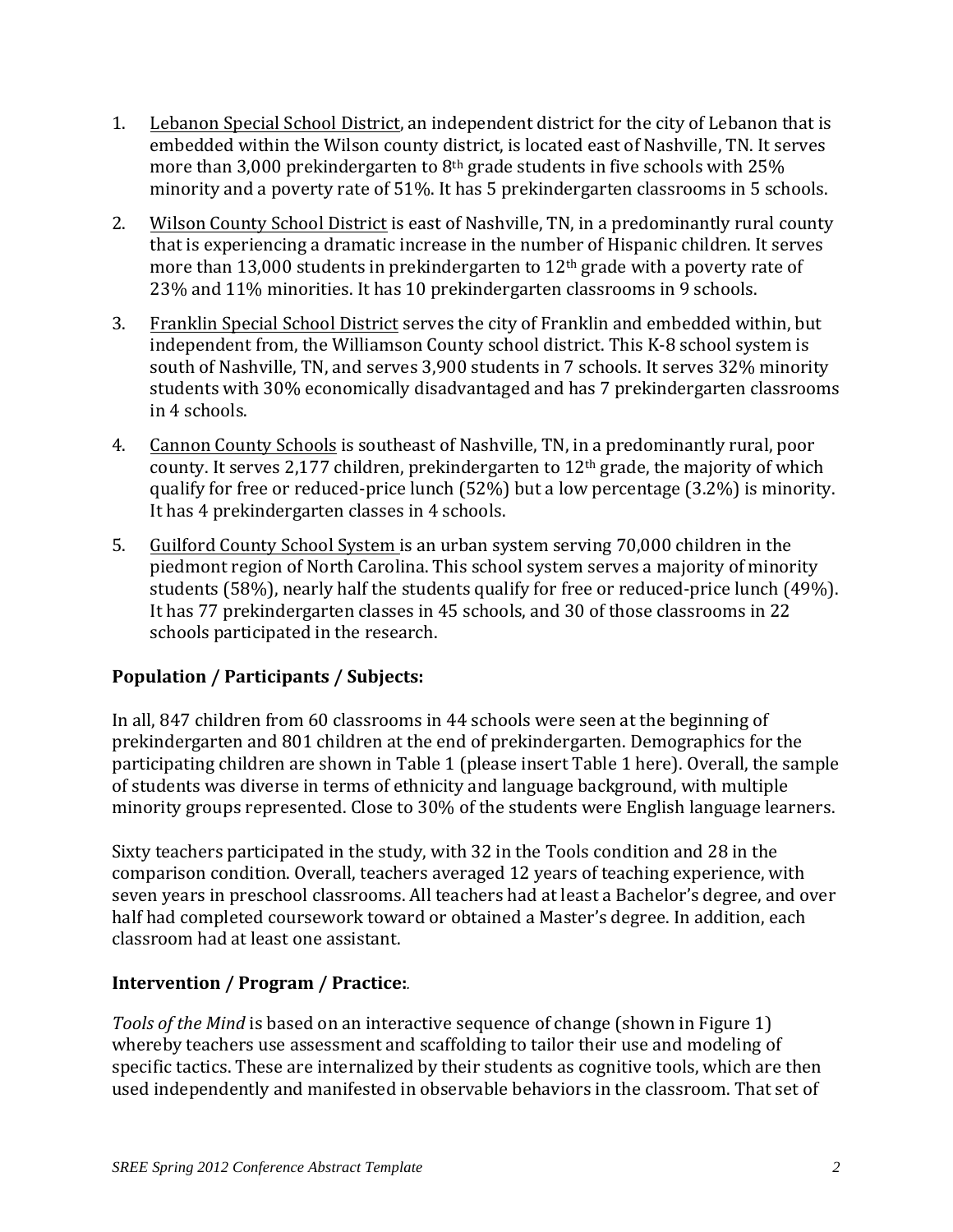1. Lebanon Special School District, an independent district for the city of Lebanon that is embedded within the Wilson county district, is located east of Nashville, TN. It serves more than 3,000 prekindergarten to 8th grade students in five schools with 25% minority and a poverty rate of 51%. It has 5 prekindergarten classrooms in 5 schools.

2. Wilson County School District is east of Nashville, TN, in a predominantly rural county that is experiencing a dramatic increase in the number of Hispanic children. It serves more than 13,000 students in prekindergarten to 12th grade with a poverty rate of 23% and 11% minorities. It has 10 prekindergarten classrooms in 9 schools.

3. Franklin Special School District serves the city of Franklin and embedded within, but independent from, the Williamson County school district. This K-8 school system is south of Nashville, TN, and serves 3,900 students in 7 schools. It serves 32% minority students with 30% economically disadvantaged and has 7 prekindergarten classrooms in 4 schools.

4. Cannon County Schools is southeast of Nashville, TN, in a predominantly rural, poor county. It serves 2,177 children, prekindergarten to 12th grade, the majority of which qualify for free or reduced-price lunch (52%) but a low percentage (3.2%) is minority. It has 4 prekindergarten classes in 4 schools.

5. Guilford County School System is an urban system serving 70,000 children in the piedmont region of North Carolina. This school system serves a majority of minority students (58%), nearly half the students qualify for free or reduced-price lunch (49%). It has 77 prekindergarten classes in 45 schools, and 30 of those classrooms in 22 schools participated in the research.

## Population / Participants / Subjects:

In all, 847 children from 60 classrooms in 44 schools were seen at the beginning of prekindergarten and 801 children at the end of prekindergarten. Demographics for the participating children are shown in Table 1 (please insert Table 1 here). Overall, the sample of students was diverse in terms of ethnicity and language background, with multiple minority groups represented. Close to 30% of the students were English language learners.

Sixty teachers participated in the study, with 32 in the Tools condition and 28 in the comparison condition. Overall, teachers averaged 12 years of teaching experience, with seven years in preschool classrooms. All teachers had at least a Bachelor's degree, and over half had completed coursework toward or obtained a Master's degree. In addition, each classroom had at least one assistant.

## Intervention / Program / Practice:

*Tools of the Mind* is based on an interactive sequence of change (shown in Figure 1) whereby teachers use assessment and scaffolding to tailor their use and modeling of specific tactics. These are internalized by their students as cognitive tools, which are then used independently and manifested in observable behaviors in the classroom. That set of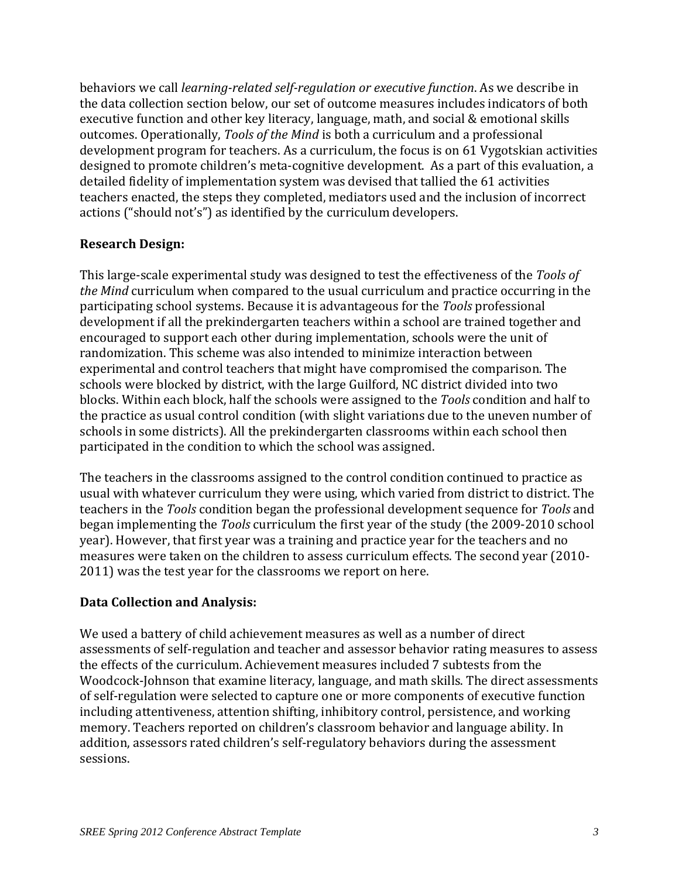behaviors we call *learning-related self-regulation or executive function*. As we describe in the data collection section below, our set of outcome measures includes indicators of both executive function and other key literacy, language, math, and social & emotional skills outcomes. Operationally, *Tools of the Mind* is both a curriculum and a professional development program for teachers. As a curriculum, the focus is on 61 Vygotskian activities designed to promote children's meta-cognitive development. As a part of this evaluation, a detailed fidelity of implementation system was devised that tallied the 61 activities teachers enacted, the steps they completed, mediators used and the inclusion of incorrect actions ("should not's") as identified by the curriculum developers.

**Research Design:**

This large-scale experimental study was designed to test the effectiveness of the *Tools of the Mind* curriculum when compared to the usual curriculum and practice occurring in the participating school systems. Because it is advantageous for the *Tools* professional development if all the prekindergarten teachers within a school are trained together and encouraged to support each other during implementation, schools were the unit of randomization. This scheme was also intended to minimize interaction between experimental and control teachers that might have compromised the comparison. The schools were blocked by district, with the large Guilford, NC district divided into two blocks. Within each block, half the schools were assigned to the *Tools* condition and half to the practice as usual control condition (with slight variations due to the uneven number of schools in some districts). All the prekindergarten classrooms within each school then participated in the condition to which the school was assigned.

The teachers in the classrooms assigned to the control condition continued to practice as usual with whatever curriculum they were using, which varied from district to district. The teachers in the *Tools* condition began the professional development sequence for *Tools* and began implementing the *Tools* curriculum the first year of the study (the 2009-2010 school year). However, that first year was a training and practice year for the teachers and no measures were taken on the children to assess curriculum effects. The second year (2010-2011) was the test year for the classrooms we report on here.

**Data Collection and Analysis:**

We used a battery of child achievement measures as well as a number of direct assessments of self-regulation and teacher and assessor behavior rating measures to assess the effects of the curriculum. Achievement measures included 7 subtests from the Woodcock-Johnson that examine literacy, language, and math skills. The direct assessments of self-regulation were selected to capture one or more components of executive function including attentiveness, attention shifting, inhibitory control, persistence, and working memory. Teachers reported on children's classroom behavior and language ability. In addition, assessors rated children's self-regulatory behaviors during the assessment sessions.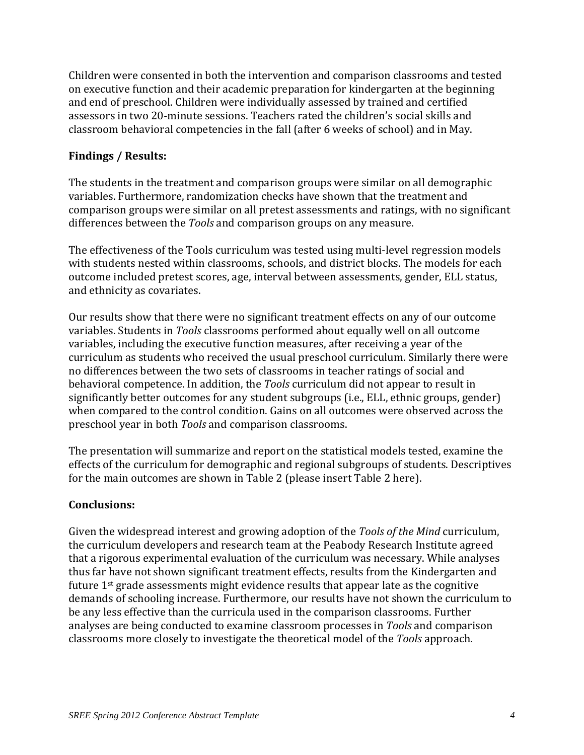Children were consented in both the intervention and comparison classrooms and tested on executive function and their academic preparation for kindergarten at the beginning and end of preschool. Children were individually assessed by trained and certified assessors in two 20-minute sessions. Teachers rated the children's social skills and classroom behavioral competencies in the fall (after 6 weeks of school) and in May.

**Findings / Results:**

The students in the treatment and comparison groups were similar on all demographic variables. Furthermore, randomization checks have shown that the treatment and comparison groups were similar on all pretest assessments and ratings, with no significant differences between the *Tools* and comparison groups on any measure.

The effectiveness of the Tools curriculum was tested using multi-level regression models with students nested within classrooms, schools, and district blocks. The models for each outcome included pretest scores, age, interval between assessments, gender, ELL status, and ethnicity as covariates.

Our results show that there were no significant treatment effects on any of our outcome variables. Students in *Tools* classrooms performed about equally well on all outcome variables, including the executive function measures, after receiving a year of the curriculum as students who received the usual preschool curriculum. Similarly there were no differences between the two sets of classrooms in teacher ratings of social and behavioral competence. In addition, the *Tools* curriculum did not appear to result in significantly better outcomes for any student subgroups (i.e., ELL, ethnic groups, gender) when compared to the control condition. Gains on all outcomes were observed across the preschool year in both *Tools* and comparison classrooms.

The presentation will summarize and report on the statistical models tested, examine the effects of the curriculum for demographic and regional subgroups of students. Descriptives for the main outcomes are shown in Table 2 (please insert Table 2 here).

**Conclusions:**

Given the widespread interest and growing adoption of the *Tools of the Mind* curriculum, the curriculum developers and research team at the Peabody Research Institute agreed that a rigorous experimental evaluation of the curriculum was necessary. While analyses thus far have not shown significant treatment effects, results from the Kindergarten and future 1st grade assessments might evidence results that appear late as the cognitive demands of schooling increase. Furthermore, our results have not shown the curriculum to be any less effective than the curricula used in the comparison classrooms. Further analyses are being conducted to examine classroom processes in *Tools* and comparison classrooms more closely to investigate the theoretical model of the *Tools* approach.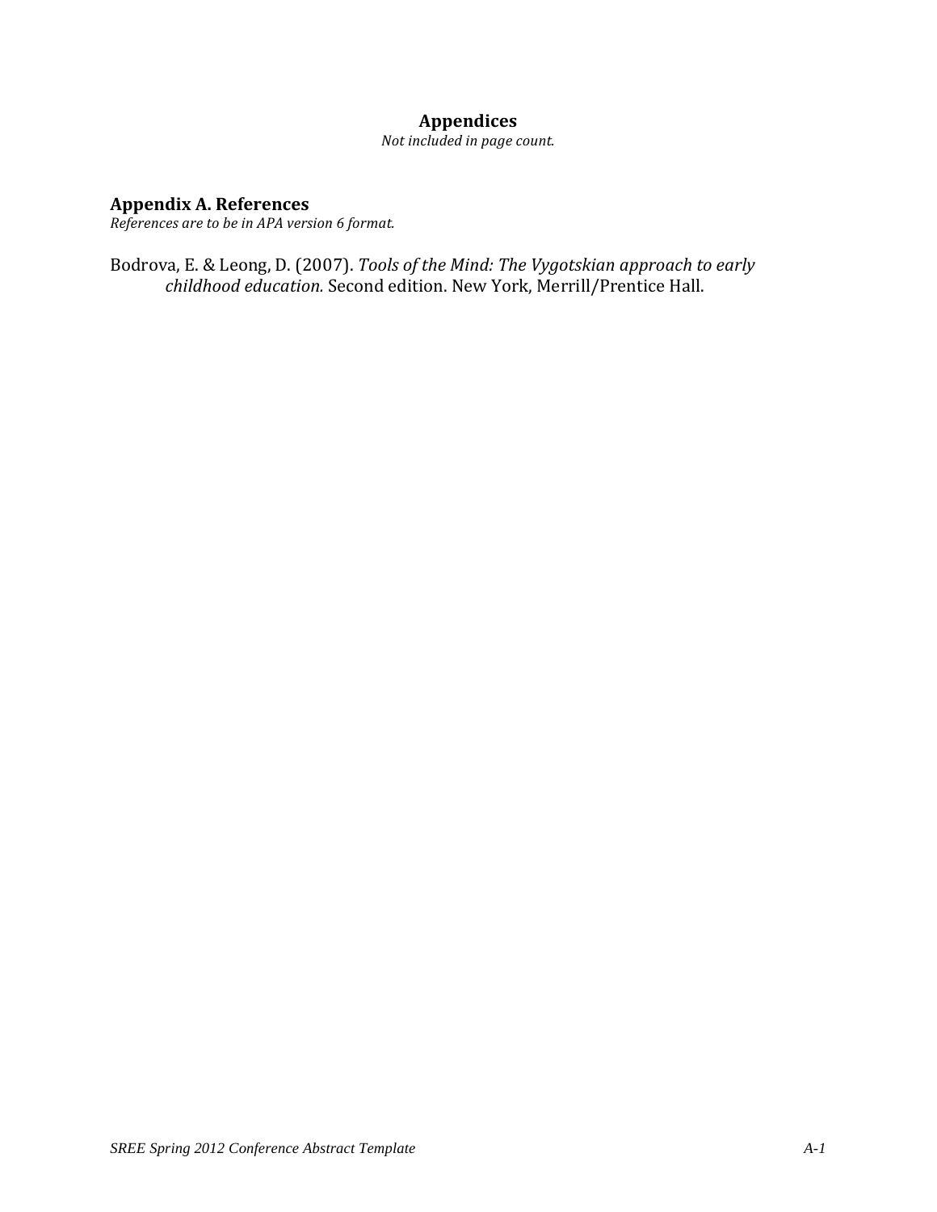# Appendices

*Not included in page count.*

## Appendix A. References

*References are to be in APA version 6 format.*

Bodrova, E. & Leong, D. (2007). *Tools of the Mind: The Vygotskian approach to early childhood education.* Second edition. New York, Merrill/Prentice Hall.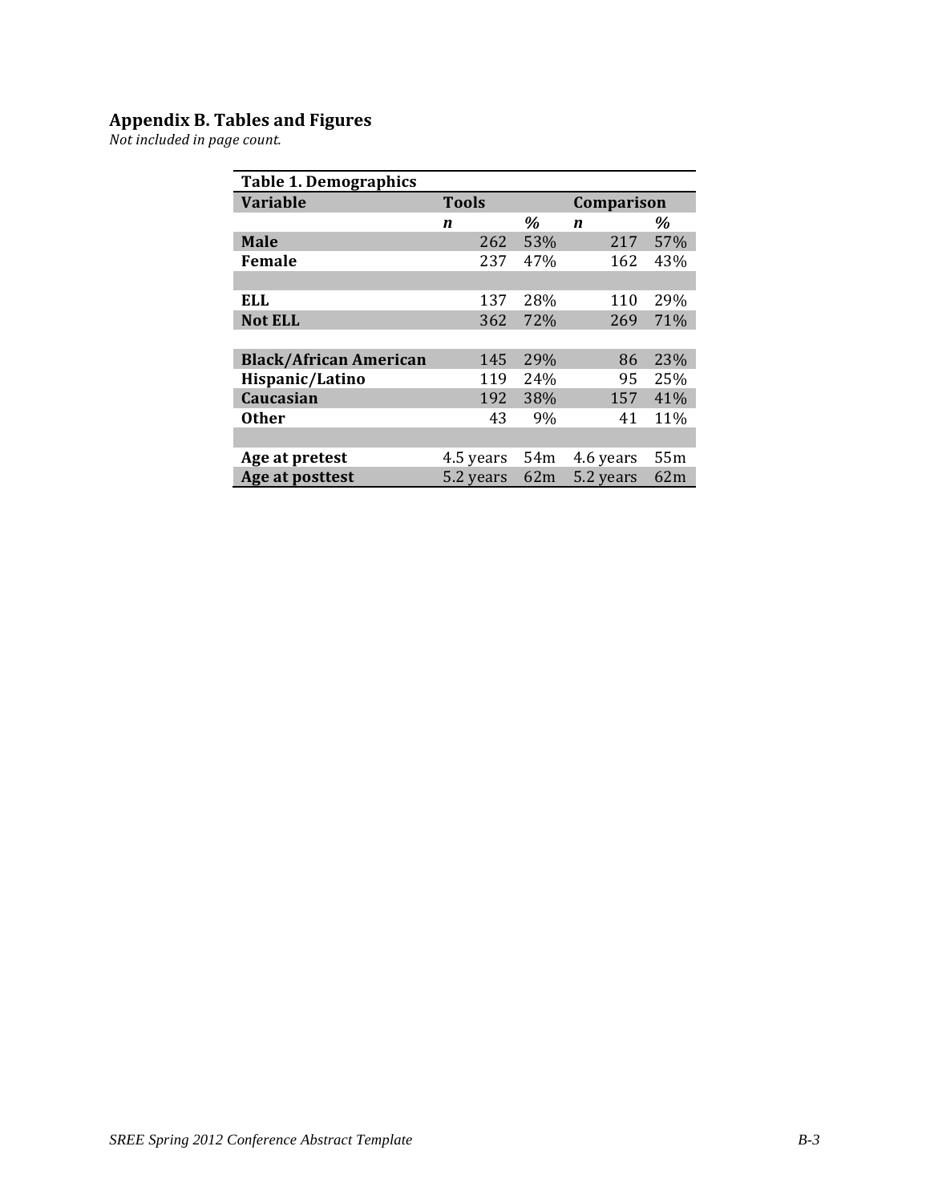## Appendix B. Tables and Figures

*Not included in page count.*

| Table 1. Demographics | | | | |
|---|---|---|---|---|
| **Variable** | **Tools** | | **Comparison** | |
| | ***n*** | ***%*** | ***n*** | ***%*** |
| **Male** | 262 | 53% | 217 | 57% |
| **Female** | 237 | 47% | 162 | 43% |
| | | | | |
| **ELL** | 137 | 28% | 110 | 29% |
| **Not ELL** | 362 | 72% | 269 | 71% |
| | | | | |
| **Black/African American** | 145 | 29% | 86 | 23% |
| **Hispanic/Latino** | 119 | 24% | 95 | 25% |
| **Caucasian** | 192 | 38% | 157 | 41% |
| **Other** | 43 | 9% | 41 | 11% |
| | | | | |
| **Age at pretest** | 4.5 years | 54m | 4.6 years | 55m |
| **Age at posttest** | 5.2 years | 62m | 5.2 years | 62m |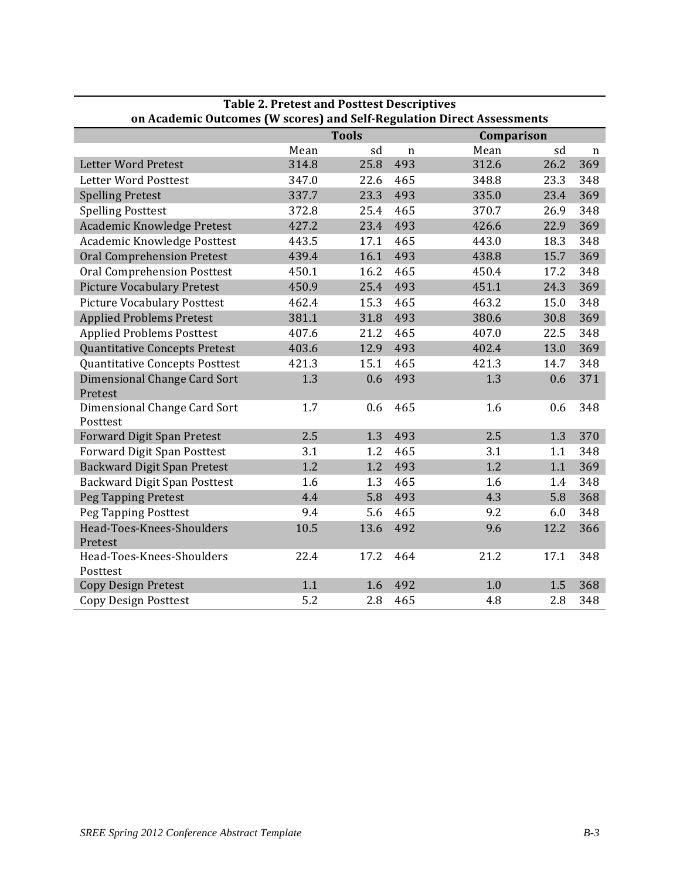**Table 2. Pretest and Posttest Descriptives on Academic Outcomes (W scores) and Self-Regulation Direct Assessments**

| | Tools | | | Comparison | | |
|---|---|---|---|---|---|---|
| | Mean | sd | n | Mean | sd | n |
| Letter Word Pretest | 314.8 | 25.8 | 493 | 312.6 | 26.2 | 369 |
| Letter Word Posttest | 347.0 | 22.6 | 465 | 348.8 | 23.3 | 348 |
| Spelling Pretest | 337.7 | 23.3 | 493 | 335.0 | 23.4 | 369 |
| Spelling Posttest | 372.8 | 25.4 | 465 | 370.7 | 26.9 | 348 |
| Academic Knowledge Pretest | 427.2 | 23.4 | 493 | 426.6 | 22.9 | 369 |
| Academic Knowledge Posttest | 443.5 | 17.1 | 465 | 443.0 | 18.3 | 348 |
| Oral Comprehension Pretest | 439.4 | 16.1 | 493 | 438.8 | 15.7 | 369 |
| Oral Comprehension Posttest | 450.1 | 16.2 | 465 | 450.4 | 17.2 | 348 |
| Picture Vocabulary Pretest | 450.9 | 25.4 | 493 | 451.1 | 24.3 | 369 |
| Picture Vocabulary Posttest | 462.4 | 15.3 | 465 | 463.2 | 15.0 | 348 |
| Applied Problems Pretest | 381.1 | 31.8 | 493 | 380.6 | 30.8 | 369 |
| Applied Problems Posttest | 407.6 | 21.2 | 465 | 407.0 | 22.5 | 348 |
| Quantitative Concepts Pretest | 403.6 | 12.9 | 493 | 402.4 | 13.0 | 369 |
| Quantitative Concepts Posttest | 421.3 | 15.1 | 465 | 421.3 | 14.7 | 348 |
| Dimensional Change Card Sort Pretest | 1.3 | 0.6 | 493 | 1.3 | 0.6 | 371 |
| Dimensional Change Card Sort Posttest | 1.7 | 0.6 | 465 | 1.6 | 0.6 | 348 |
| Forward Digit Span Pretest | 2.5 | 1.3 | 493 | 2.5 | 1.3 | 370 |
| Forward Digit Span Posttest | 3.1 | 1.2 | 465 | 3.1 | 1.1 | 348 |
| Backward Digit Span Pretest | 1.2 | 1.2 | 493 | 1.2 | 1.1 | 369 |
| Backward Digit Span Posttest | 1.6 | 1.3 | 465 | 1.6 | 1.4 | 348 |
| Peg Tapping Pretest | 4.4 | 5.8 | 493 | 4.3 | 5.8 | 368 |
| Peg Tapping Posttest | 9.4 | 5.6 | 465 | 9.2 | 6.0 | 348 |
| Head-Toes-Knees-Shoulders Pretest | 10.5 | 13.6 | 492 | 9.6 | 12.2 | 366 |
| Head-Toes-Knees-Shoulders Posttest | 22.4 | 17.2 | 464 | 21.2 | 17.1 | 348 |
| Copy Design Pretest | 1.1 | 1.6 | 492 | 1.0 | 1.5 | 368 |
| Copy Design Posttest | 5.2 | 2.8 | 465 | 4.8 | 2.8 | 348 |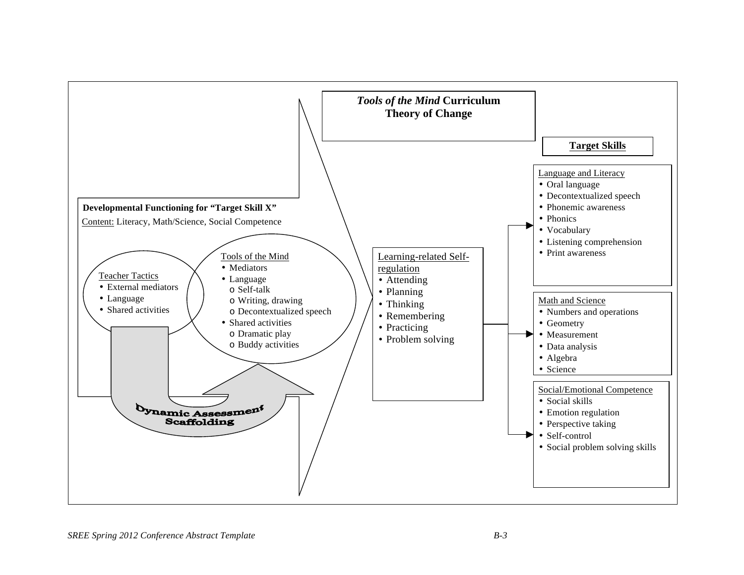***Tools of the Mind* Curriculum Theory of Change**

**Target Skills**

**Developmental Functioning for "Target Skill X"**

Content: Literacy, Math/Science, Social Competence

Teacher Tactics
- External mediators
- Language
- Shared activities

Tools of the Mind
- Mediators
- Language
  - Self-talk
  - Writing, drawing
  - Decontextualized speech
- Shared activities
  - Dramatic play
  - Buddy activities

Dynamic Assessment Scaffolding

Learning-related Self-regulation
- Attending
- Planning
- Thinking
- Remembering
- Practicing
- Problem solving

Language and Literacy
- Oral language
- Decontextualized speech
- Phonemic awareness
- Phonics
- Vocabulary
- Listening comprehension
- Print awareness

Math and Science
- Numbers and operations
- Geometry
- Measurement
- Data analysis
- Algebra
- Science

Social/Emotional Competence
- Social skills
- Emotion regulation
- Perspective taking
- Self-control
- Social problem solving skills